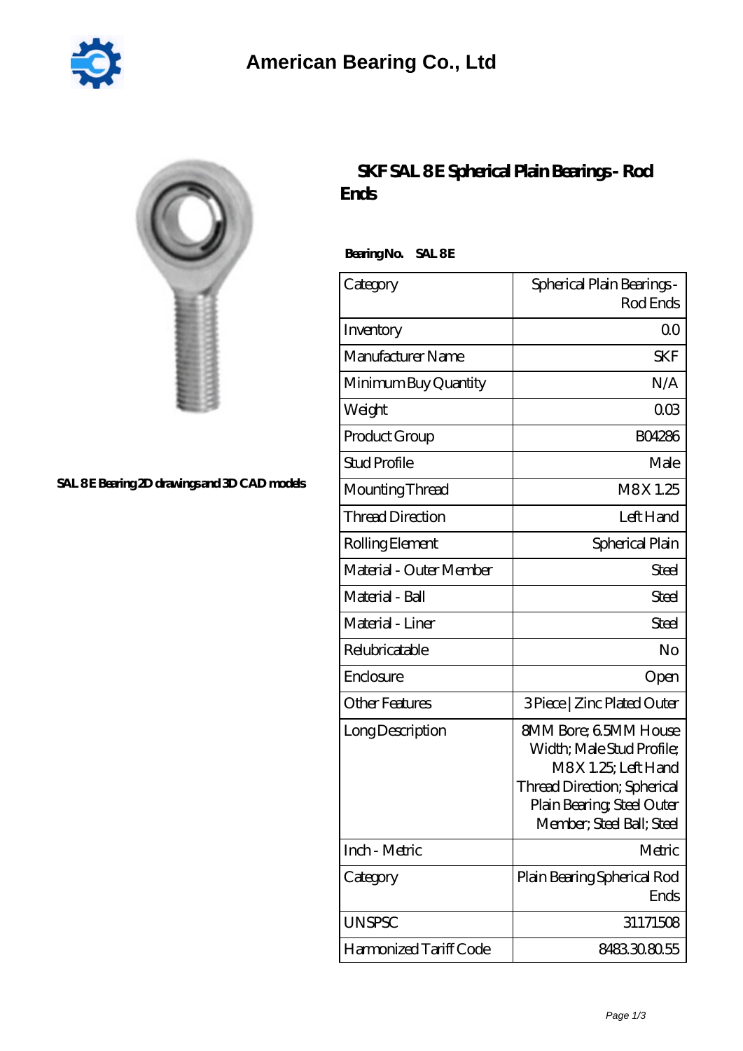# American Bearing Co., Ltd

SAL 8 E Bearing 2D drawings and 3D CAD models

## SKF SAL 8 E Spherical Plain Bearings - Rod Ends

**Bearing No.** SAL 8 E

| Category | Spherical Plain Bearings - Rod Ends |
| --- | --- |
| Inventory | 0.0 |
| Manufacturer Name | SKF |
| Minimum Buy Quantity | N/A |
| Weight | 0.03 |
| Product Group | B04286 |
| Stud Profile | Male |
| Mounting Thread | M8 X 1.25 |
| Thread Direction | Left Hand |
| Rolling Element | Spherical Plain |
| Material - Outer Member | Steel |
| Material - Ball | Steel |
| Material - Liner | Steel |
| Relubricatable | No |
| Enclosure | Open |
| Other Features | 3 Piece \| Zinc Plated Outer |
| Long Description | 8MM Bore; 6.5MM House Width; Male Stud Profile; M8 X 1.25; Left Hand Thread Direction; Spherical Plain Bearing; Steel Outer Member; Steel Ball; Steel |
| Inch - Metric | Metric |
| Category | Plain Bearing Spherical Rod Ends |
| UNSPSC | 31171508 |
| Harmonized Tariff Code | 8483.30.80.55 |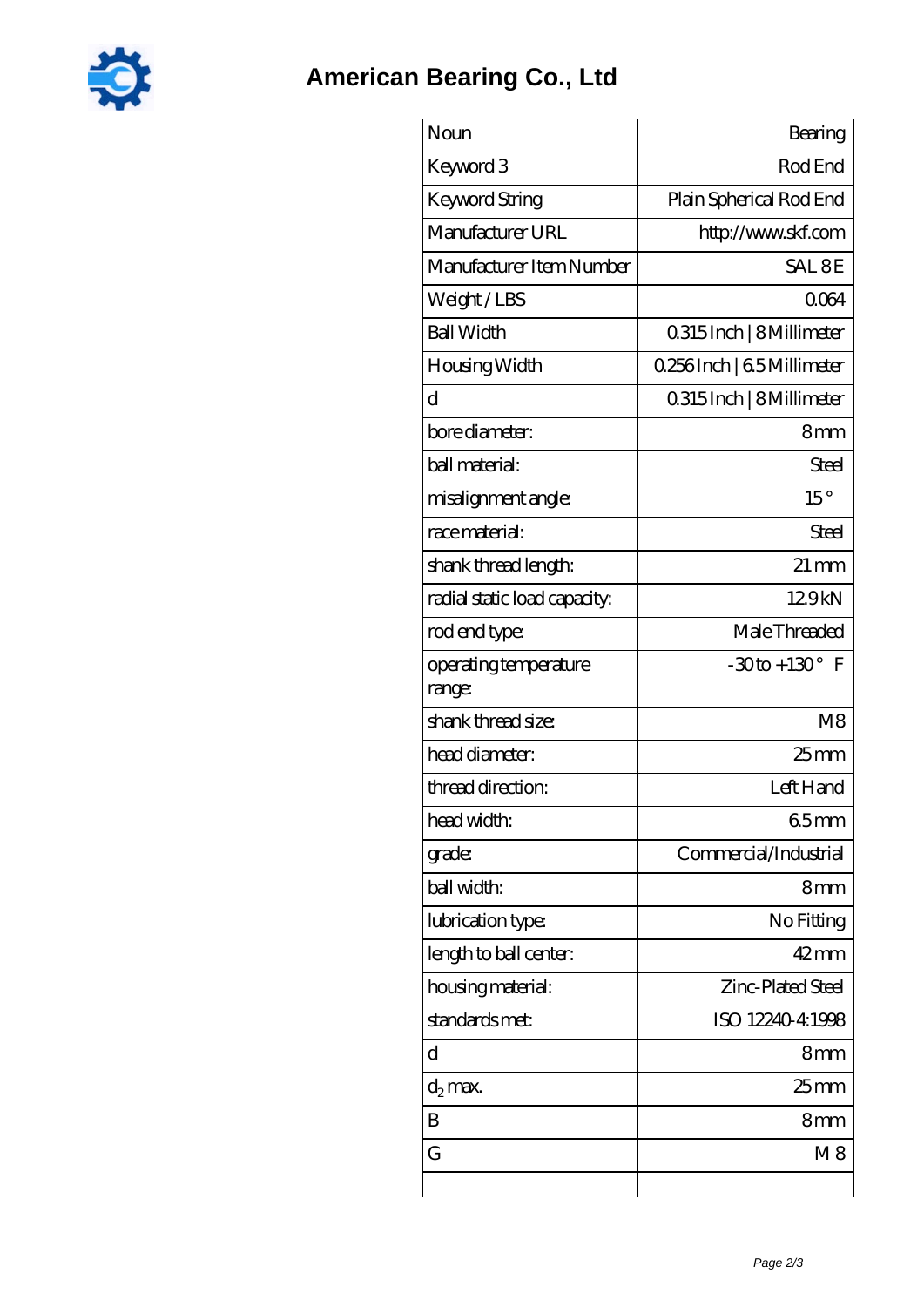# American Bearing Co., Ltd

| Noun | Bearing |
|---|---|
| Keyword 3 | Rod End |
| Keyword String | Plain Spherical Rod End |
| Manufacturer URL | http://www.skf.com |
| Manufacturer Item Number | SAL 8 E |
| Weight / LBS | 0.064 |
| Ball Width | 0.315 Inch \| 8 Millimeter |
| Housing Width | 0.256 Inch \| 6.5 Millimeter |
| d | 0.315 Inch \| 8 Millimeter |
| bore diameter: | 8 mm |
| ball material: | Steel |
| misalignment angle: | 15 ° |
| race material: | Steel |
| shank thread length: | 21 mm |
| radial static load capacity: | 12.9 kN |
| rod end type: | Male Threaded |
| operating temperature range: | -30 to +130 ° F |
| shank thread size: | M8 |
| head diameter: | 25 mm |
| thread direction: | Left Hand |
| head width: | 6.5 mm |
| grade: | Commercial/Industrial |
| ball width: | 8 mm |
| lubrication type: | No Fitting |
| length to ball center: | 42 mm |
| housing material: | Zinc-Plated Steel |
| standards met: | ISO 12240-4:1998 |
| d | 8 mm |
| $d_2$ max. | 25 mm |
| B | 8 mm |
| G | M 8 |
| | |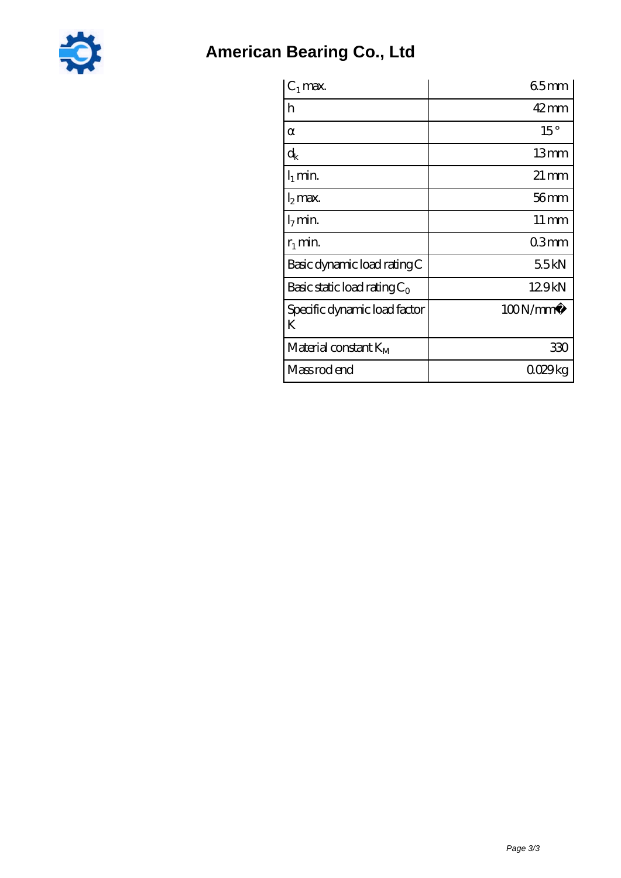| | |
|---|---|
| $C_1$ max. | 6.5 mm |
| h | 42 mm |
| α | 15 ° |
| $d_k$ | 13 mm |
| $l_1$ min. | 21 mm |
| $l_2$ max. | 56 mm |
| $l_7$ min. | 11 mm |
| $r_1$ min. | 0.3 mm |
| Basic dynamic load rating C | 5.5 kN |
| Basic static load rating $C_0$ | 12.9 kN |
| Specific dynamic load factor K | 100 N/mm� |
| Material constant $K_M$ | 330 |
| Mass rod end | 0.029 kg |